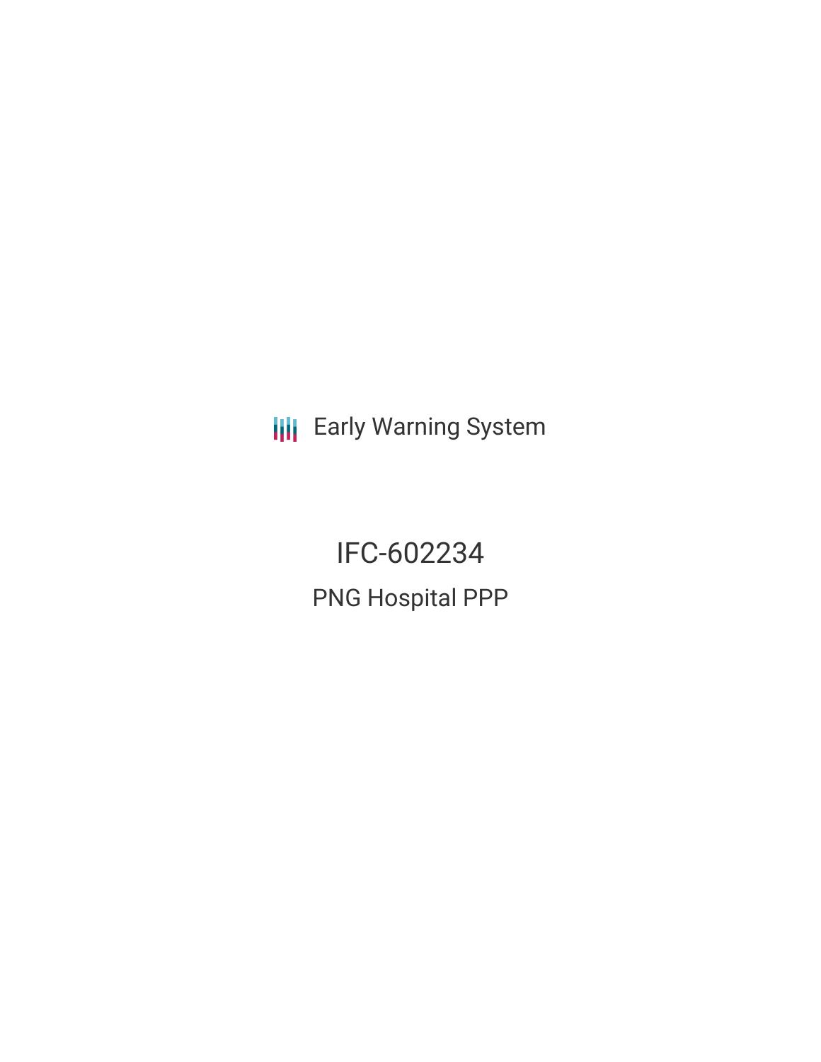Early Warning System

# IFC-602234

## PNG Hospital PPP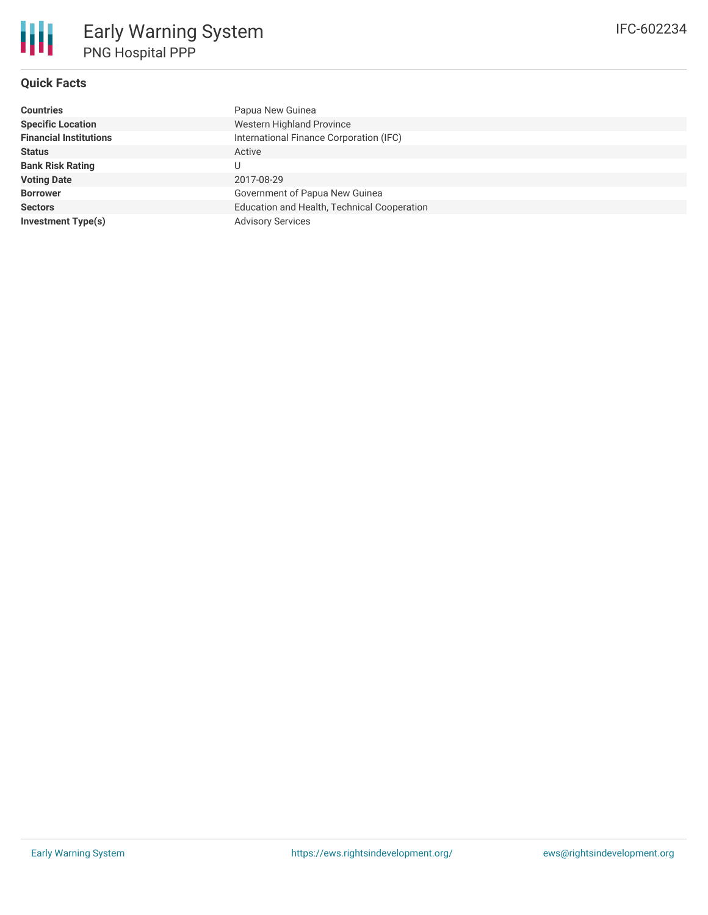# Early Warning System

## PNG Hospital PPP

IFC-602234

### Quick Facts

| | |
|---|---|
| **Countries** | Papua New Guinea |
| **Specific Location** | Western Highland Province |
| **Financial Institutions** | International Finance Corporation (IFC) |
| **Status** | Active |
| **Bank Risk Rating** | U |
| **Voting Date** | 2017-08-29 |
| **Borrower** | Government of Papua New Guinea |
| **Sectors** | Education and Health, Technical Cooperation |
| **Investment Type(s)** | Advisory Services |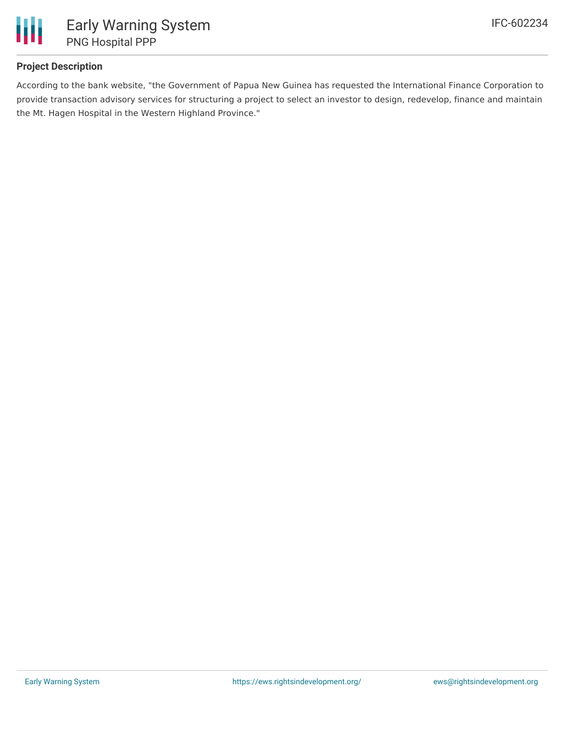## Project Description

According to the bank website, "the Government of Papua New Guinea has requested the International Finance Corporation to provide transaction advisory services for structuring a project to select an investor to design, redevelop, finance and maintain the Mt. Hagen Hospital in the Western Highland Province."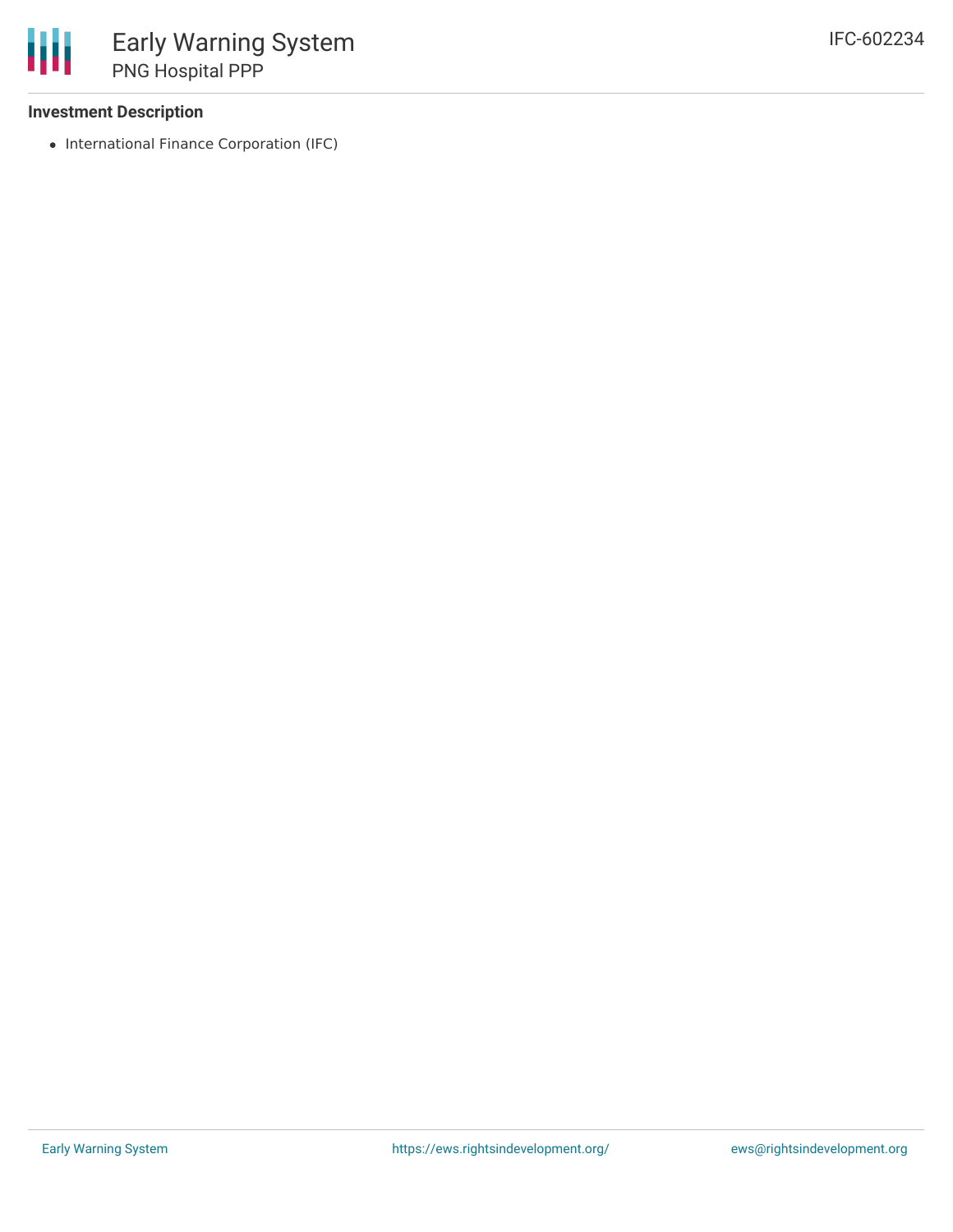### Investment Description

- International Finance Corporation (IFC)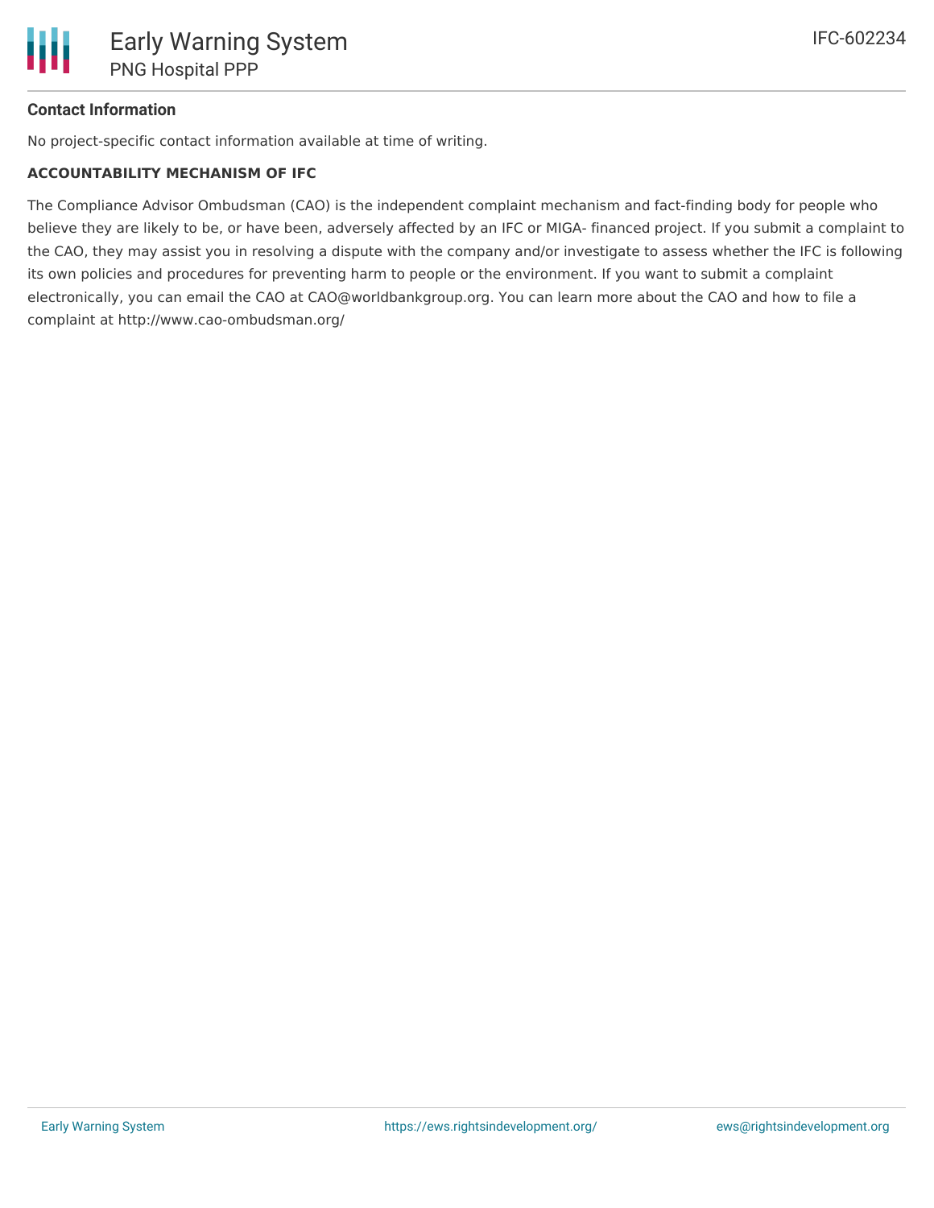**Contact Information**

No project-specific contact information available at time of writing.

**ACCOUNTABILITY MECHANISM OF IFC**

The Compliance Advisor Ombudsman (CAO) is the independent complaint mechanism and fact-finding body for people who believe they are likely to be, or have been, adversely affected by an IFC or MIGA- financed project. If you submit a complaint to the CAO, they may assist you in resolving a dispute with the company and/or investigate to assess whether the IFC is following its own policies and procedures for preventing harm to people or the environment. If you want to submit a complaint electronically, you can email the CAO at CAO@worldbankgroup.org. You can learn more about the CAO and how to file a complaint at http://www.cao-ombudsman.org/